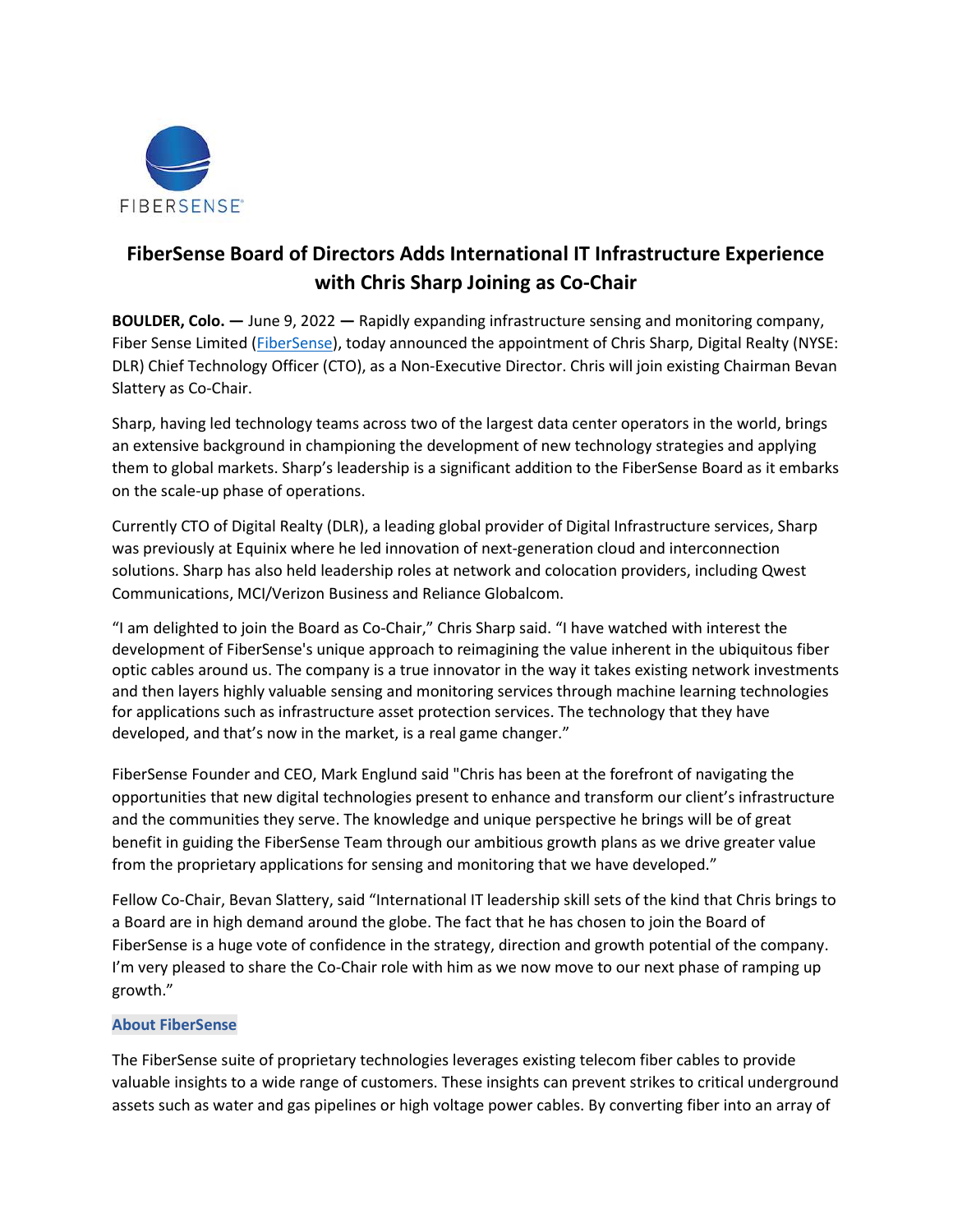FIBERSENSE®

# FiberSense Board of Directors Adds International IT Infrastructure Experience with Chris Sharp Joining as Co-Chair

**BOULDER, Colo. —** June 9, 2022 **—** Rapidly expanding infrastructure sensing and monitoring company, Fiber Sense Limited ([FiberSense]), today announced the appointment of Chris Sharp, Digital Realty (NYSE: DLR) Chief Technology Officer (CTO), as a Non-Executive Director. Chris will join existing Chairman Bevan Slattery as Co-Chair.

Sharp, having led technology teams across two of the largest data center operators in the world, brings an extensive background in championing the development of new technology strategies and applying them to global markets. Sharp's leadership is a significant addition to the FiberSense Board as it embarks on the scale-up phase of operations.

Currently CTO of Digital Realty (DLR), a leading global provider of Digital Infrastructure services, Sharp was previously at Equinix where he led innovation of next-generation cloud and interconnection solutions. Sharp has also held leadership roles at network and colocation providers, including Qwest Communications, MCI/Verizon Business and Reliance Globalcom.

"I am delighted to join the Board as Co-Chair," Chris Sharp said. "I have watched with interest the development of FiberSense's unique approach to reimagining the value inherent in the ubiquitous fiber optic cables around us. The company is a true innovator in the way it takes existing network investments and then layers highly valuable sensing and monitoring services through machine learning technologies for applications such as infrastructure asset protection services. The technology that they have developed, and that's now in the market, is a real game changer."

FiberSense Founder and CEO, Mark Englund said "Chris has been at the forefront of navigating the opportunities that new digital technologies present to enhance and transform our client's infrastructure and the communities they serve. The knowledge and unique perspective he brings will be of great benefit in guiding the FiberSense Team through our ambitious growth plans as we drive greater value from the proprietary applications for sensing and monitoring that we have developed."

Fellow Co-Chair, Bevan Slattery, said "International IT leadership skill sets of the kind that Chris brings to a Board are in high demand around the globe. The fact that he has chosen to join the Board of FiberSense is a huge vote of confidence in the strategy, direction and growth potential of the company. I'm very pleased to share the Co-Chair role with him as we now move to our next phase of ramping up growth."

## About FiberSense

The FiberSense suite of proprietary technologies leverages existing telecom fiber cables to provide valuable insights to a wide range of customers. These insights can prevent strikes to critical underground assets such as water and gas pipelines or high voltage power cables. By converting fiber into an array of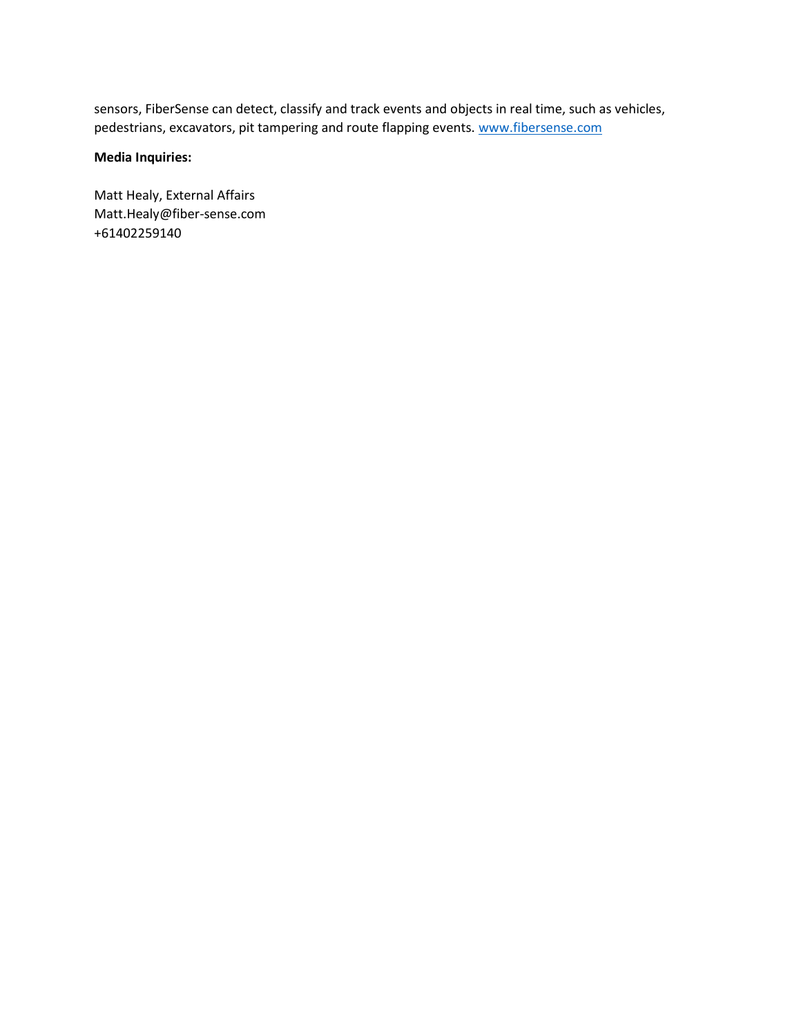sensors, FiberSense can detect, classify and track events and objects in real time, such as vehicles, pedestrians, excavators, pit tampering and route flapping events. www.fibersense.com

**Media Inquiries:**

Matt Healy, External Affairs
Matt.Healy@fiber-sense.com
+61402259140